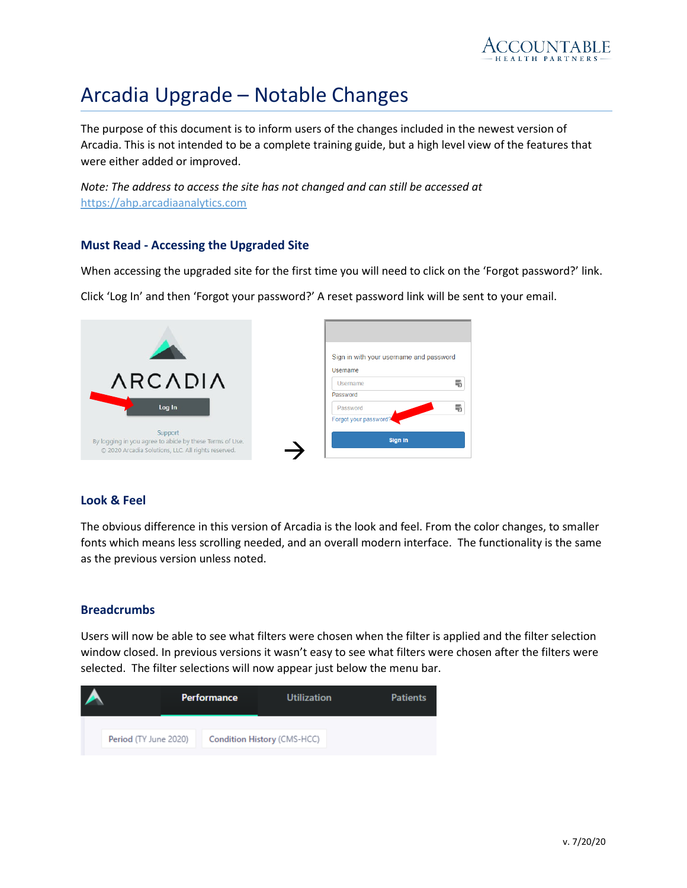# Arcadia Upgrade – Notable Changes

The purpose of this document is to inform users of the changes included in the newest version of Arcadia. This is not intended to be a complete training guide, but a high level view of the features that were either added or improved.

*Note: The address to access the site has not changed and can still be accessed at* https://ahp.arcadiaanalytics.com

### Must Read - Accessing the Upgraded Site

When accessing the upgraded site for the first time you will need to click on the 'Forgot password?' link.

Click 'Log In' and then 'Forgot your password?' A reset password link will be sent to your email.

### Look & Feel

The obvious difference in this version of Arcadia is the look and feel. From the color changes, to smaller fonts which means less scrolling needed, and an overall modern interface. The functionality is the same as the previous version unless noted.

### Breadcrumbs

Users will now be able to see what filters were chosen when the filter is applied and the filter selection window closed. In previous versions it wasn't easy to see what filters were chosen after the filters were selected. The filter selections will now appear just below the menu bar.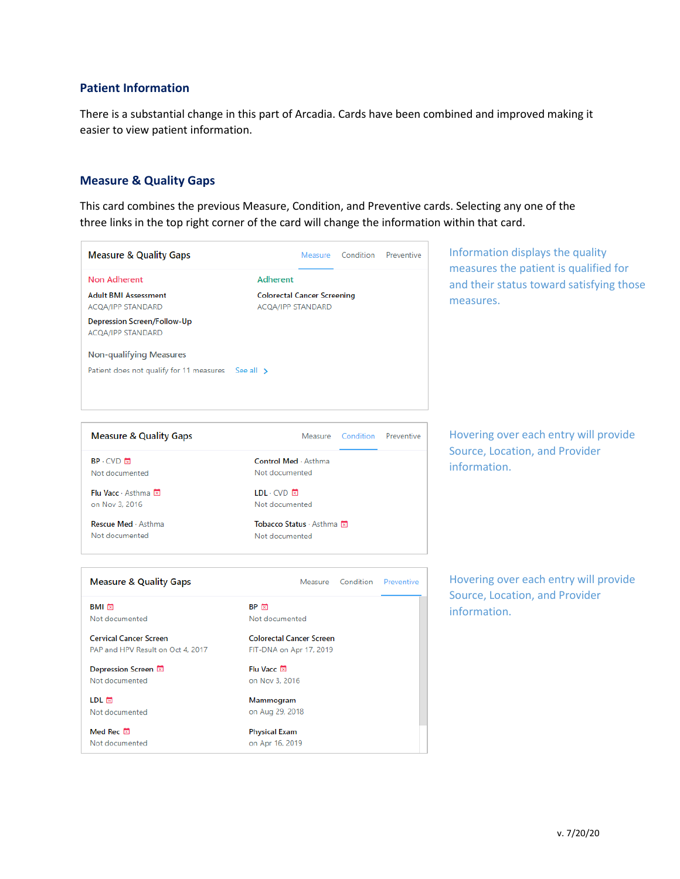## Patient Information

There is a substantial change in this part of Arcadia. Cards have been combined and improved making it easier to view patient information.

## Measure & Quality Gaps

This card combines the previous Measure, Condition, and Preventive cards. Selecting any one of the three links in the top right corner of the card will change the information within that card.

**Measure & Quality Gaps** — Measure | Condition | Preventive

| Non Adherent | Adherent |
| --- | --- |
| **Adult BMI Assessment**<br>ACQA/IPP STANDARD | **Colorectal Cancer Screening**<br>ACQA/IPP STANDARD |
| **Depression Screen/Follow-Up**<br>ACQA/IPP STANDARD | |

Non-qualifying Measures

Patient does not qualify for 11 measures See all >

Information displays the quality measures the patient is qualified for and their status toward satisfying those measures.

**Measure & Quality Gaps** — Measure | Condition | Preventive

| | |
| --- | --- |
| **BP** · CVD<br>Not documented | **Control Med** · Asthma<br>Not documented |
| **Flu Vacc** · Asthma<br>on Nov 3, 2016 | **LDL** · CVD<br>Not documented |
| **Rescue Med** · Asthma<br>Not documented | **Tobacco Status** · Asthma<br>Not documented |

Hovering over each entry will provide Source, Location, and Provider information.

**Measure & Quality Gaps** — Measure | Condition | Preventive

| | |
| --- | --- |
| **BMI**<br>Not documented | **BP**<br>Not documented |
| **Cervical Cancer Screen**<br>PAP and HPV Result on Oct 4, 2017 | **Colorectal Cancer Screen**<br>FIT-DNA on Apr 17, 2019 |
| **Depression Screen**<br>Not documented | **Flu Vacc**<br>on Nov 3, 2016 |
| **LDL**<br>Not documented | **Mammogram**<br>on Aug 29, 2018 |
| **Med Rec**<br>Not documented | **Physical Exam**<br>on Apr 16, 2019 |

Hovering over each entry will provide Source, Location, and Provider information.

v. 7/20/20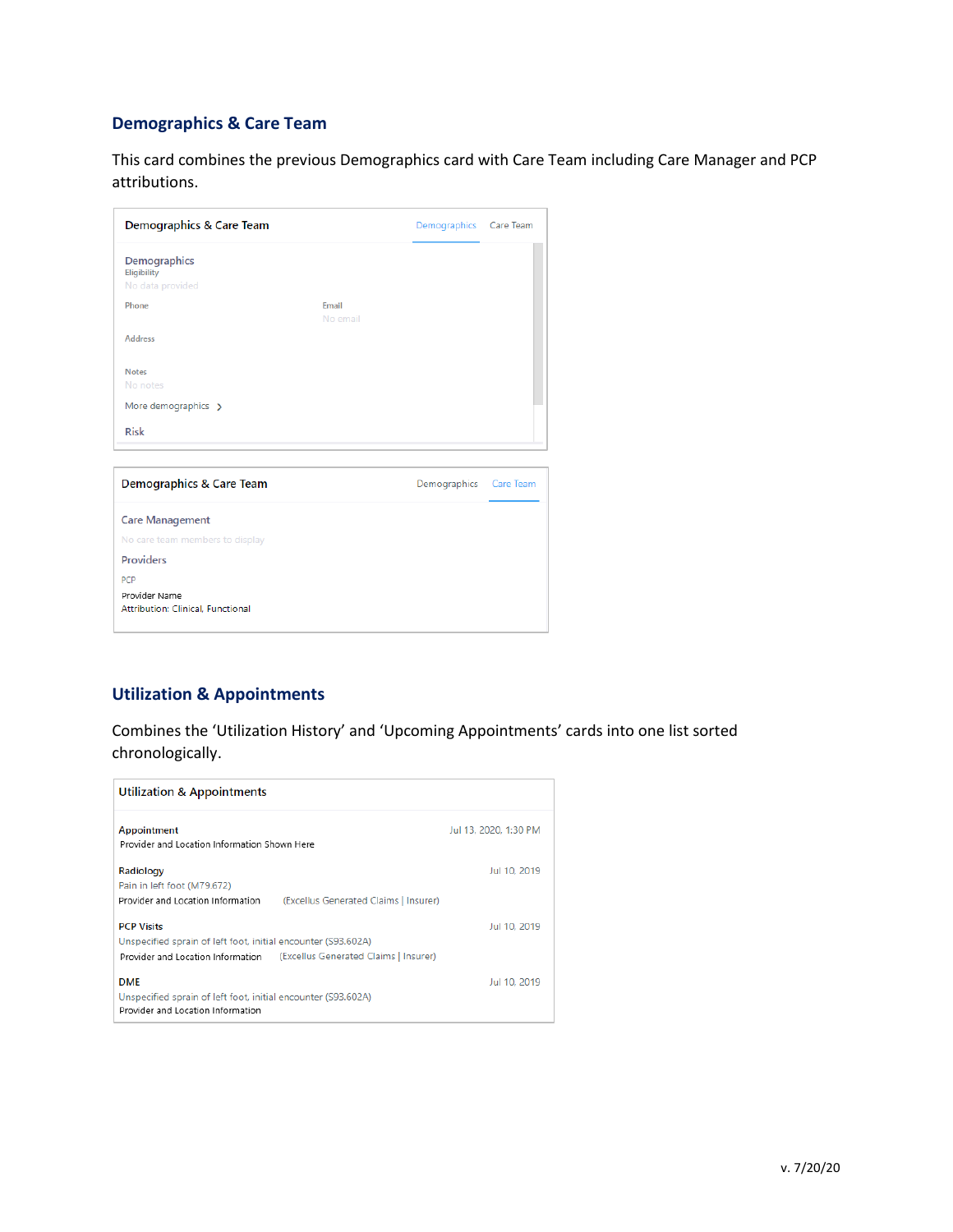## Demographics & Care Team

This card combines the previous Demographics card with Care Team including Care Manager and PCP attributions.

Demographics & Care Team

Demographics | Care Team

**Demographics**

Eligibility

No data provided

Phone

Email

No email

Address

Notes

No notes

More demographics >

**Risk**

Demographics & Care Team

Demographics | Care Team

**Care Management**

No care team members to display

**Providers**

PCP

Provider Name

Attribution: Clinical, Functional

## Utilization & Appointments

Combines the 'Utilization History' and 'Upcoming Appointments' cards into one list sorted chronologically.

Utilization & Appointments

**Appointment** — Jul 13, 2020, 1:30 PM

Provider and Location Information Shown Here

**Radiology** — Jul 10, 2019

Pain in left foot (M79.672)

Provider and Location Information (Excellus Generated Claims | Insurer)

**PCP Visits** — Jul 10, 2019

Unspecified sprain of left foot, initial encounter (S93.602A)

Provider and Location Information (Excellus Generated Claims | Insurer)

**DME** — Jul 10, 2019

Unspecified sprain of left foot, initial encounter (S93.602A)

Provider and Location Information

v. 7/20/20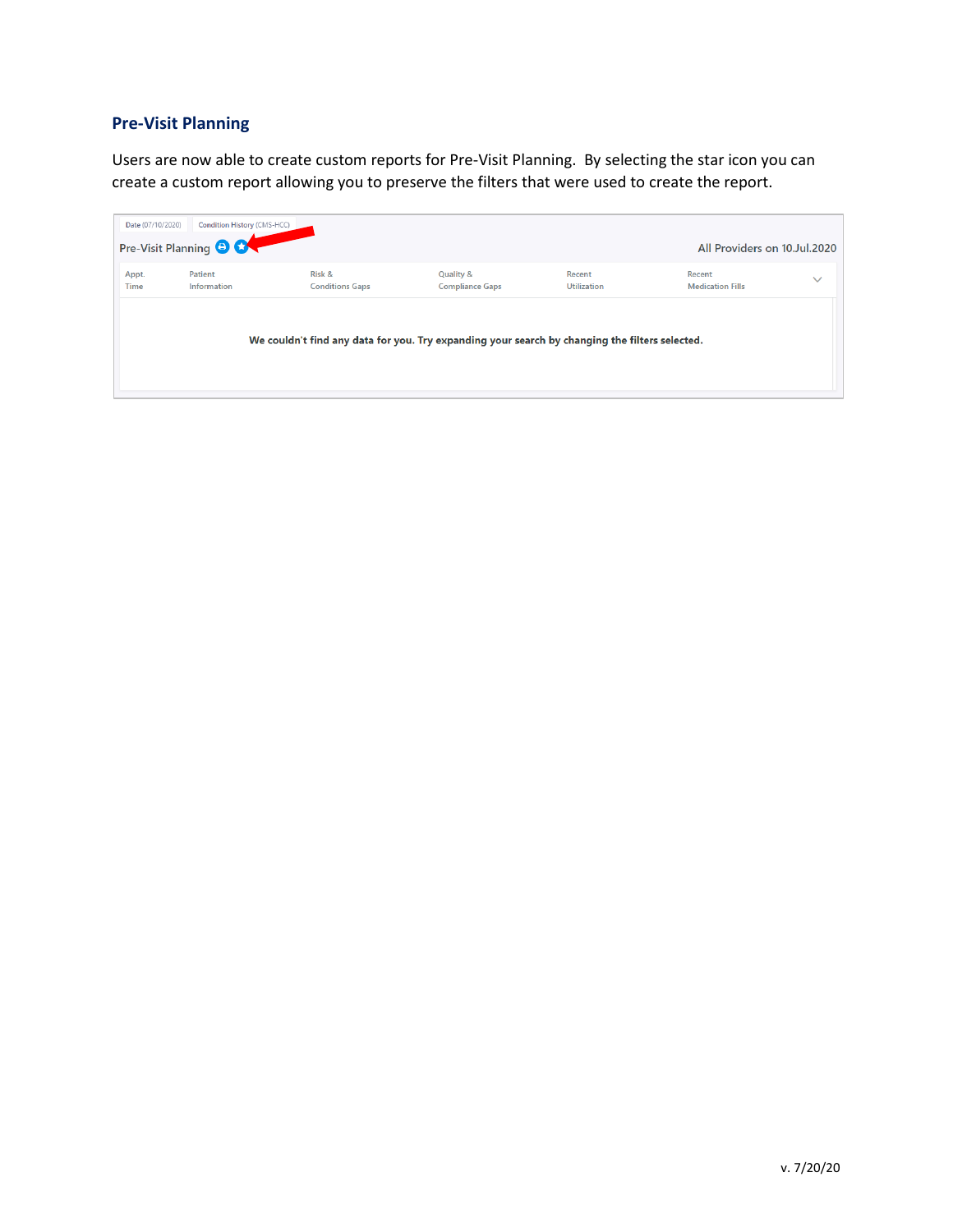## Pre-Visit Planning

Users are now able to create custom reports for Pre-Visit Planning. By selecting the star icon you can create a custom report allowing you to preserve the filters that were used to create the report.

Date (07/10/2020) Condition History (CMS-HCC)

Pre-Visit Planning

All Providers on 10.Jul.2020

| Appt. Time | Patient Information | Risk & Conditions Gaps | Quality & Compliance Gaps | Recent Utilization | Recent Medication Fills |
|---|---|---|---|---|---|

We couldn't find any data for you. Try expanding your search by changing the filters selected.

v. 7/20/20